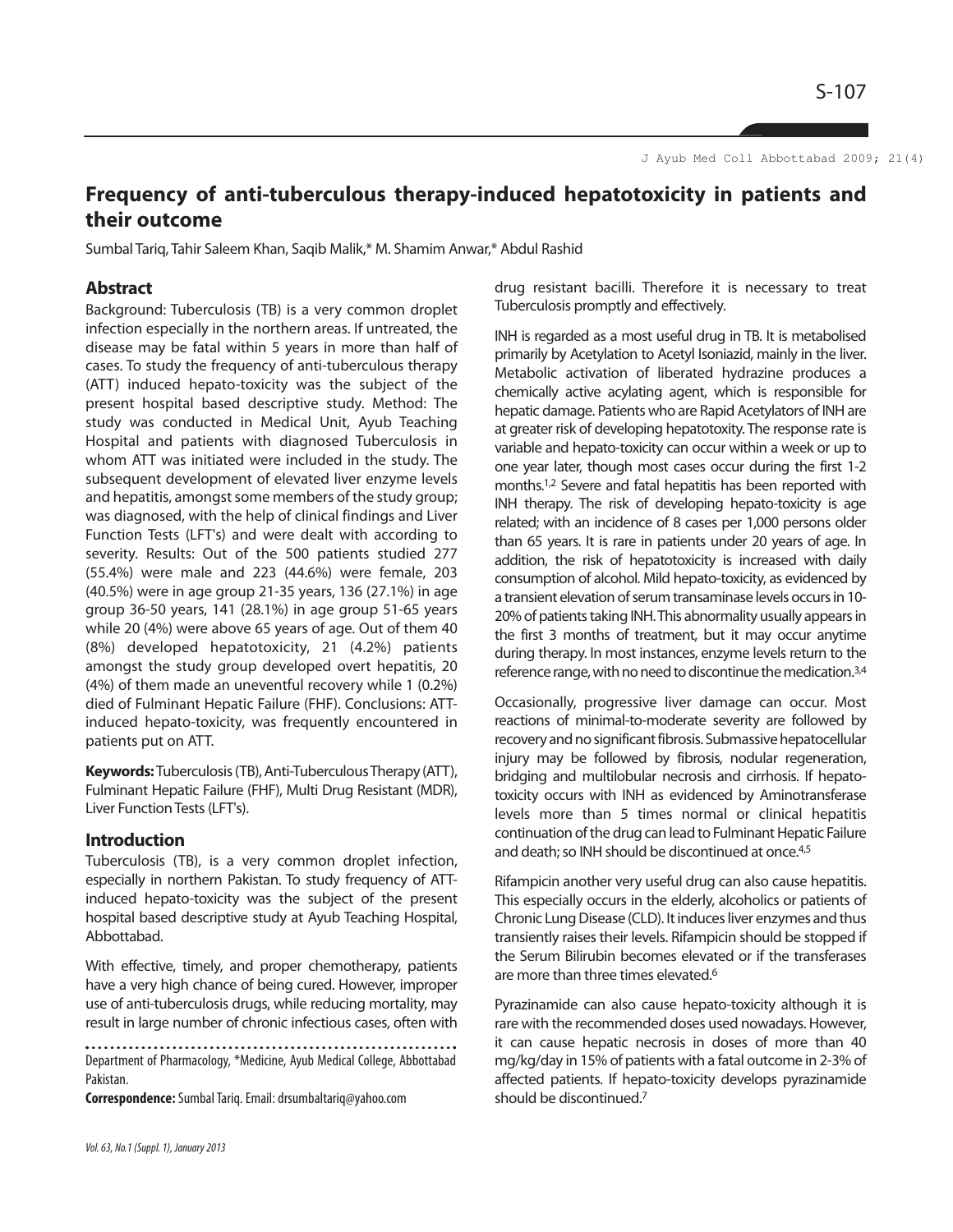# Frequency of anti-tuberculous therapy-induced hepatotoxicity in patients and their outcome

Sumbal Tariq, Tahir Saleem Khan, Saqib Malik,* M. Shamim Anwar,* Abdul Rashid

## Abstract

Background: Tuberculosis (TB) is a very common droplet infection especially in the northern areas. If untreated, the disease may be fatal within 5 years in more than half of cases. To study the frequency of anti-tuberculous therapy (ATT) induced hepato-toxicity was the subject of the present hospital based descriptive study. Method: The study was conducted in Medical Unit, Ayub Teaching Hospital and patients with diagnosed Tuberculosis in whom ATT was initiated were included in the study. The subsequent development of elevated liver enzyme levels and hepatitis, amongst some members of the study group; was diagnosed, with the help of clinical findings and Liver Function Tests (LFT's) and were dealt with according to severity. Results: Out of the 500 patients studied 277 (55.4%) were male and 223 (44.6%) were female, 203 (40.5%) were in age group 21-35 years, 136 (27.1%) in age group 36-50 years, 141 (28.1%) in age group 51-65 years while 20 (4%) were above 65 years of age. Out of them 40 (8%) developed hepatotoxicity, 21 (4.2%) patients amongst the study group developed overt hepatitis, 20 (4%) of them made an uneventful recovery while 1 (0.2%) died of Fulminant Hepatic Failure (FHF). Conclusions: ATT-induced hepato-toxicity, was frequently encountered in patients put on ATT.

**Keywords:** Tuberculosis (TB), Anti-Tuberculous Therapy (ATT), Fulminant Hepatic Failure (FHF), Multi Drug Resistant (MDR), Liver Function Tests (LFT's).

## Introduction

Tuberculosis (TB), is a very common droplet infection, especially in northern Pakistan. To study frequency of ATT-induced hepato-toxicity was the subject of the present hospital based descriptive study at Ayub Teaching Hospital, Abbottabad.

With effective, timely, and proper chemotherapy, patients have a very high chance of being cured. However, improper use of anti-tuberculosis drugs, while reducing mortality, may result in large number of chronic infectious cases, often with drug resistant bacilli. Therefore it is necessary to treat Tuberculosis promptly and effectively.

INH is regarded as a most useful drug in TB. It is metabolised primarily by Acetylation to Acetyl Isoniazid, mainly in the liver. Metabolic activation of liberated hydrazine produces a chemically active acylating agent, which is responsible for hepatic damage. Patients who are Rapid Acetylators of INH are at greater risk of developing hepatotoxity. The response rate is variable and hepato-toxicity can occur within a week or up to one year later, though most cases occur during the first 1-2 months.[1,2] Severe and fatal hepatitis has been reported with INH therapy. The risk of developing hepato-toxicity is age related; with an incidence of 8 cases per 1,000 persons older than 65 years. It is rare in patients under 20 years of age. In addition, the risk of hepatotoxicity is increased with daily consumption of alcohol. Mild hepato-toxicity, as evidenced by a transient elevation of serum transaminase levels occurs in 10-20% of patients taking INH. This abnormality usually appears in the first 3 months of treatment, but it may occur anytime during therapy. In most instances, enzyme levels return to the reference range, with no need to discontinue the medication.[3,4]

Occasionally, progressive liver damage can occur. Most reactions of minimal-to-moderate severity are followed by recovery and no significant fibrosis. Submassive hepatocellular injury may be followed by fibrosis, nodular regeneration, bridging and multilobular necrosis and cirrhosis. If hepato-toxicity occurs with INH as evidenced by Aminotransferase levels more than 5 times normal or clinical hepatitis continuation of the drug can lead to Fulminant Hepatic Failure and death; so INH should be discontinued at once.[4,5]

Rifampicin another very useful drug can also cause hepatitis. This especially occurs in the elderly, alcoholics or patients of Chronic Lung Disease (CLD). It induces liver enzymes and thus transiently raises their levels. Rifampicin should be stopped if the Serum Bilirubin becomes elevated or if the transferases are more than three times elevated.[6]

Pyrazinamide can also cause hepato-toxicity although it is rare with the recommended doses used nowadays. However, it can cause hepatic necrosis in doses of more than 40 mg/kg/day in 15% of patients with a fatal outcome in 2-3% of affected patients. If hepato-toxicity develops pyrazinamide should be discontinued.[7]

Department of Pharmacology, *Medicine, Ayub Medical College, Abbottabad Pakistan.

**Correspondence:** Sumbal Tariq. Email: drsumbaltariq@yahoo.com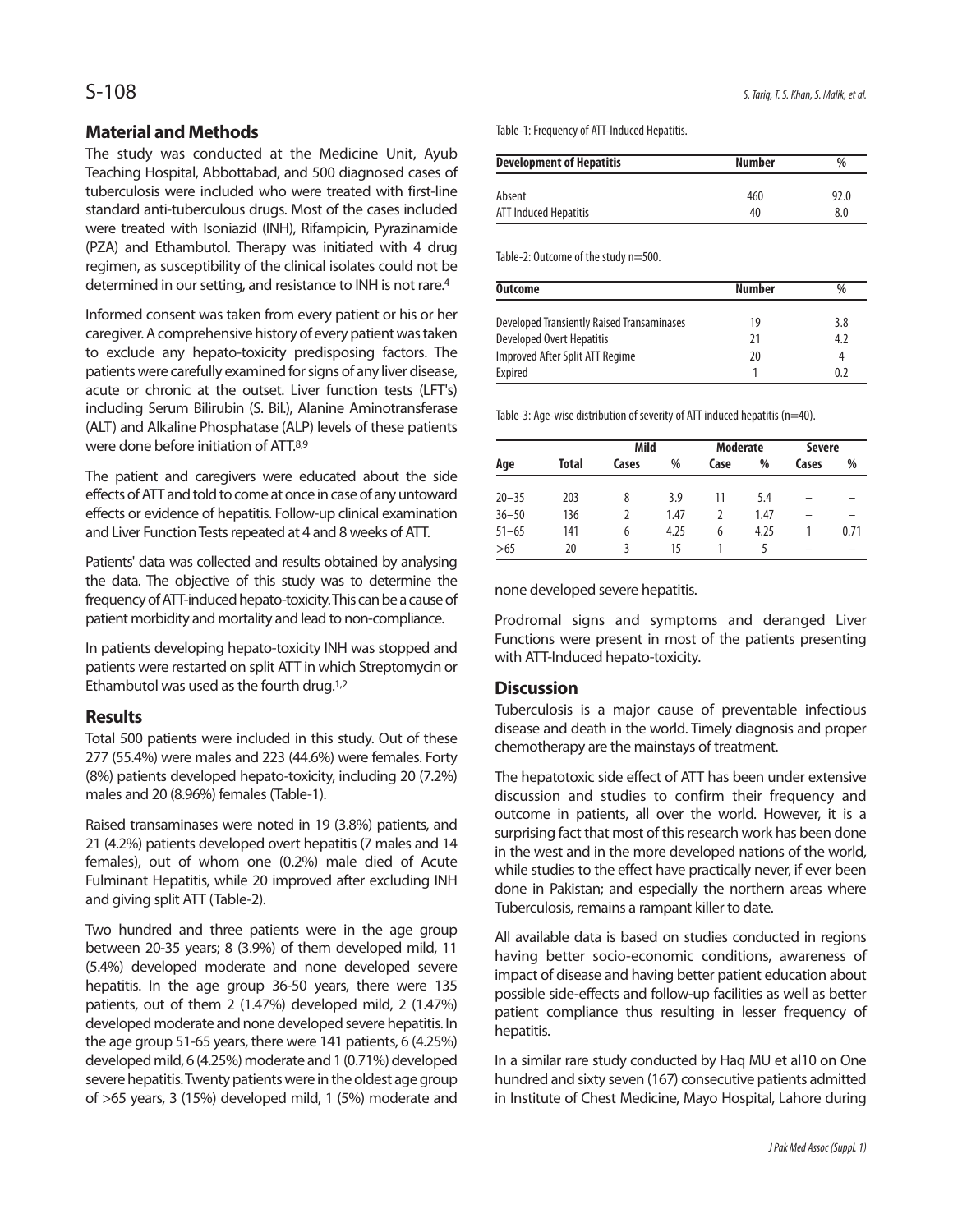## Material and Methods

The study was conducted at the Medicine Unit, Ayub Teaching Hospital, Abbottabad, and 500 diagnosed cases of tuberculosis were included who were treated with first-line standard anti-tuberculous drugs. Most of the cases included were treated with Isoniazid (INH), Rifampicin, Pyrazinamide (PZA) and Ethambutol. Therapy was initiated with 4 drug regimen, as susceptibility of the clinical isolates could not be determined in our setting, and resistance to INH is not rare.[4]

Informed consent was taken from every patient or his or her caregiver. A comprehensive history of every patient was taken to exclude any hepato-toxicity predisposing factors. The patients were carefully examined for signs of any liver disease, acute or chronic at the outset. Liver function tests (LFT's) including Serum Bilirubin (S. Bil.), Alanine Aminotransferase (ALT) and Alkaline Phosphatase (ALP) levels of these patients were done before initiation of ATT.[8,9]

The patient and caregivers were educated about the side effects of ATT and told to come at once in case of any untoward effects or evidence of hepatitis. Follow-up clinical examination and Liver Function Tests repeated at 4 and 8 weeks of ATT.

Patients' data was collected and results obtained by analysing the data. The objective of this study was to determine the frequency of ATT-induced hepato-toxicity. This can be a cause of patient morbidity and mortality and lead to non-compliance.

In patients developing hepato-toxicity INH was stopped and patients were restarted on split ATT in which Streptomycin or Ethambutol was used as the fourth drug.[1,2]

## Results

Total 500 patients were included in this study. Out of these 277 (55.4%) were males and 223 (44.6%) were females. Forty (8%) patients developed hepato-toxicity, including 20 (7.2%) males and 20 (8.96%) females (Table-1).

Raised transaminases were noted in 19 (3.8%) patients, and 21 (4.2%) patients developed overt hepatitis (7 males and 14 females), out of whom one (0.2%) male died of Acute Fulminant Hepatitis, while 20 improved after excluding INH and giving split ATT (Table-2).

Two hundred and three patients were in the age group between 20-35 years; 8 (3.9%) of them developed mild, 11 (5.4%) developed moderate and none developed severe hepatitis. In the age group 36-50 years, there were 135 patients, out of them 2 (1.47%) developed mild, 2 (1.47%) developed moderate and none developed severe hepatitis. In the age group 51-65 years, there were 141 patients, 6 (4.25%) developed mild, 6 (4.25%) moderate and 1 (0.71%) developed severe hepatitis. Twenty patients were in the oldest age group of >65 years, 3 (15%) developed mild, 1 (5%) moderate and none developed severe hepatitis.

Prodromal signs and symptoms and deranged Liver Functions were present in most of the patients presenting with ATT-Induced hepato-toxicity.

Table-1: Frequency of ATT-Induced Hepatitis.

| Development of Hepatitis | Number | % |
|---|---|---|
| Absent | 460 | 92.0 |
| ATT Induced Hepatitis | 40 | 8.0 |

Table-2: Outcome of the study n=500.

| Outcome | Number | % |
|---|---|---|
| Developed Transiently Raised Transaminases | 19 | 3.8 |
| Developed Overt Hepatitis | 21 | 4.2 |
| Improved After Split ATT Regime | 20 | 4 |
| Expired | 1 | 0.2 |

Table-3: Age-wise distribution of severity of ATT induced hepatitis (n=40).

| | | Mild | | Moderate | | Severe | |
|---|---|---|---|---|---|---|---|
| Age | Total | Cases | % | Case | % | Cases | % |
| 20–35 | 203 | 8 | 3.9 | 11 | 5.4 | – | – |
| 36–50 | 136 | 2 | 1.47 | 2 | 1.47 | – | – |
| 51–65 | 141 | 6 | 4.25 | 6 | 4.25 | 1 | 0.71 |
| >65 | 20 | 3 | 15 | 1 | 5 | – | – |

## Discussion

Tuberculosis is a major cause of preventable infectious disease and death in the world. Timely diagnosis and proper chemotherapy are the mainstays of treatment.

The hepatotoxic side effect of ATT has been under extensive discussion and studies to confirm their frequency and outcome in patients, all over the world. However, it is a surprising fact that most of this research work has been done in the west and in the more developed nations of the world, while studies to the effect have practically never, if ever been done in Pakistan; and especially the northern areas where Tuberculosis, remains a rampant killer to date.

All available data is based on studies conducted in regions having better socio-economic conditions, awareness of impact of disease and having better patient education about possible side-effects and follow-up facilities as well as better patient compliance thus resulting in lesser frequency of hepatitis.

In a similar rare study conducted by Haq MU et al[10] on One hundred and sixty seven (167) consecutive patients admitted in Institute of Chest Medicine, Mayo Hospital, Lahore during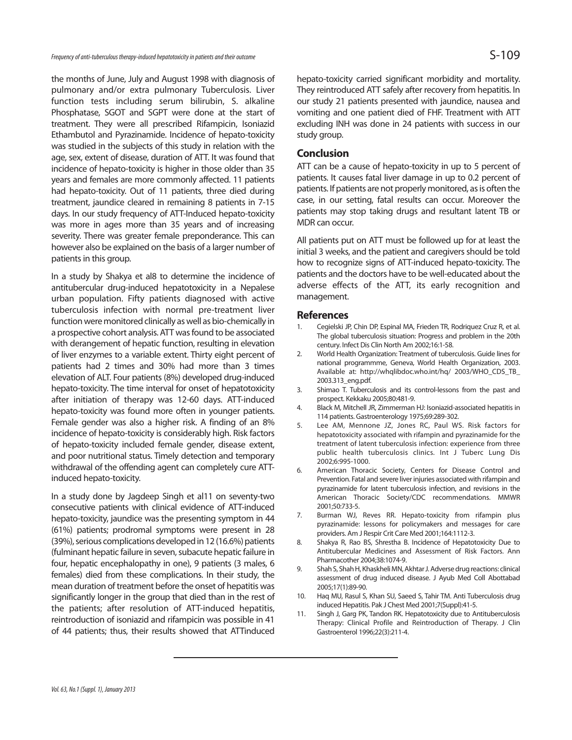the months of June, July and August 1998 with diagnosis of pulmonary and/or extra pulmonary Tuberculosis. Liver function tests including serum bilirubin, S. alkaline Phosphatase, SGOT and SGPT were done at the start of treatment. They were all prescribed Rifampicin, Isoniazid Ethambutol and Pyrazinamide. Incidence of hepato-toxicity was studied in the subjects of this study in relation with the age, sex, extent of disease, duration of ATT. It was found that incidence of hepato-toxicity is higher in those older than 35 years and females are more commonly affected. 11 patients had hepato-toxicity. Out of 11 patients, three died during treatment, jaundice cleared in remaining 8 patients in 7-15 days. In our study frequency of ATT-Induced hepato-toxicity was more in ages more than 35 years and of increasing severity. There was greater female preponderance. This can however also be explained on the basis of a larger number of patients in this group.

In a study by Shakya et al8 to determine the incidence of antitubercular drug-induced hepatotoxicity in a Nepalese urban population. Fifty patients diagnosed with active tuberculosis infection with normal pre-treatment liver function were monitored clinically as well as bio-chemically in a prospective cohort analysis. ATT was found to be associated with derangement of hepatic function, resulting in elevation of liver enzymes to a variable extent. Thirty eight percent of patients had 2 times and 30% had more than 3 times elevation of ALT. Four patients (8%) developed drug-induced hepato-toxicity. The time interval for onset of hepatotoxicity after initiation of therapy was 12-60 days. ATT-induced hepato-toxicity was found more often in younger patients. Female gender was also a higher risk. A finding of an 8% incidence of hepato-toxicity is considerably high. Risk factors of hepato-toxicity included female gender, disease extent, and poor nutritional status. Timely detection and temporary withdrawal of the offending agent can completely cure ATT-induced hepato-toxicity.

In a study done by Jagdeep Singh et al11 on seventy-two consecutive patients with clinical evidence of ATT-induced hepato-toxicity, jaundice was the presenting symptom in 44 (61%) patients; prodromal symptoms were present in 28 (39%), serious complications developed in 12 (16.6%) patients (fulminant hepatic failure in seven, subacute hepatic failure in four, hepatic encephalopathy in one), 9 patients (3 males, 6 females) died from these complications. In their study, the mean duration of treatment before the onset of hepatitis was significantly longer in the group that died than in the rest of the patients; after resolution of ATT-induced hepatitis, reintroduction of isoniazid and rifampicin was possible in 41 of 44 patients; thus, their results showed that ATTinduced hepato-toxicity carried significant morbidity and mortality. They reintroduced ATT safely after recovery from hepatitis. In our study 21 patients presented with jaundice, nausea and vomiting and one patient died of FHF. Treatment with ATT excluding INH was done in 24 patients with success in our study group.

## Conclusion

ATT can be a cause of hepato-toxicity in up to 5 percent of patients. It causes fatal liver damage in up to 0.2 percent of patients. If patients are not properly monitored, as is often the case, in our setting, fatal results can occur. Moreover the patients may stop taking drugs and resultant latent TB or MDR can occur.

All patients put on ATT must be followed up for at least the initial 3 weeks, and the patient and caregivers should be told how to recognize signs of ATT-induced hepato-toxicity. The patients and the doctors have to be well-educated about the adverse effects of the ATT, its early recognition and management.

## References

1. Cegielski JP, Chin DP, Espinal MA, Frieden TR, Rodriquez Cruz R, et al. The global tuberculosis situation: Progress and problem in the 20th century. Infect Dis Clin North Am 2002;16:1-58.
2. World Health Organization: Treatment of tuberculosis. Guide lines for national programmme, Geneva, World Health Organization, 2003. Available at: http://whqlibdoc.who.int/hq/ 2003/WHO_CDS_TB_ 2003.313_eng.pdf.
3. Shimao T. Tuberculosis and its control-lessons from the past and prospect. Kekkaku 2005;80:481-9.
4. Black M, Mitchell JR, Zimmerman HJ: Isoniazid-associated hepatitis in 114 patients. Gastroenterology 1975;69:289-302.
5. Lee AM, Mennone JZ, Jones RC, Paul WS. Risk factors for hepatotoxicity associated with rifampin and pyrazinamide for the treatment of latent tuberculosis infection: experience from three public health tuberculosis clinics. Int J Tuberc Lung Dis 2002;6:995-1000.
6. American Thoracic Society, Centers for Disease Control and Prevention. Fatal and severe liver injuries associated with rifampin and pyrazinamide for latent tuberculosis infection, and revisions in the American Thoracic Society/CDC recommendations. MMWR 2001;50:733-5.
7. Burman WJ, Reves RR. Hepato-toxicity from rifampin plus pyrazinamide: lessons for policymakers and messages for care providers. Am J Respir Crit Care Med 2001;164:1112-3.
8. Shakya R, Rao BS, Shrestha B. Incidence of Hepatotoxicity Due to Antitubercular Medicines and Assessment of Risk Factors. Ann Pharmacother 2004;38:1074-9.
9. Shah S, Shah H, Khaskheli MN, Akhtar J. Adverse drug reactions: clinical assessment of drug induced disease. J Ayub Med Coll Abottabad 2005;17(1):89-90.
10. Haq MU, Rasul S, Khan SU, Saeed S, Tahir TM. Anti Tuberculosis drug induced Hepatitis. Pak J Chest Med 2001;7(Suppl):41-5.
11. Singh J, Garg PK, Tandon RK. Hepatotoxicity due to Antituberculosis Therapy: Clinical Profile and Reintroduction of Therapy. J Clin Gastroenterol 1996;22(3):211-4.